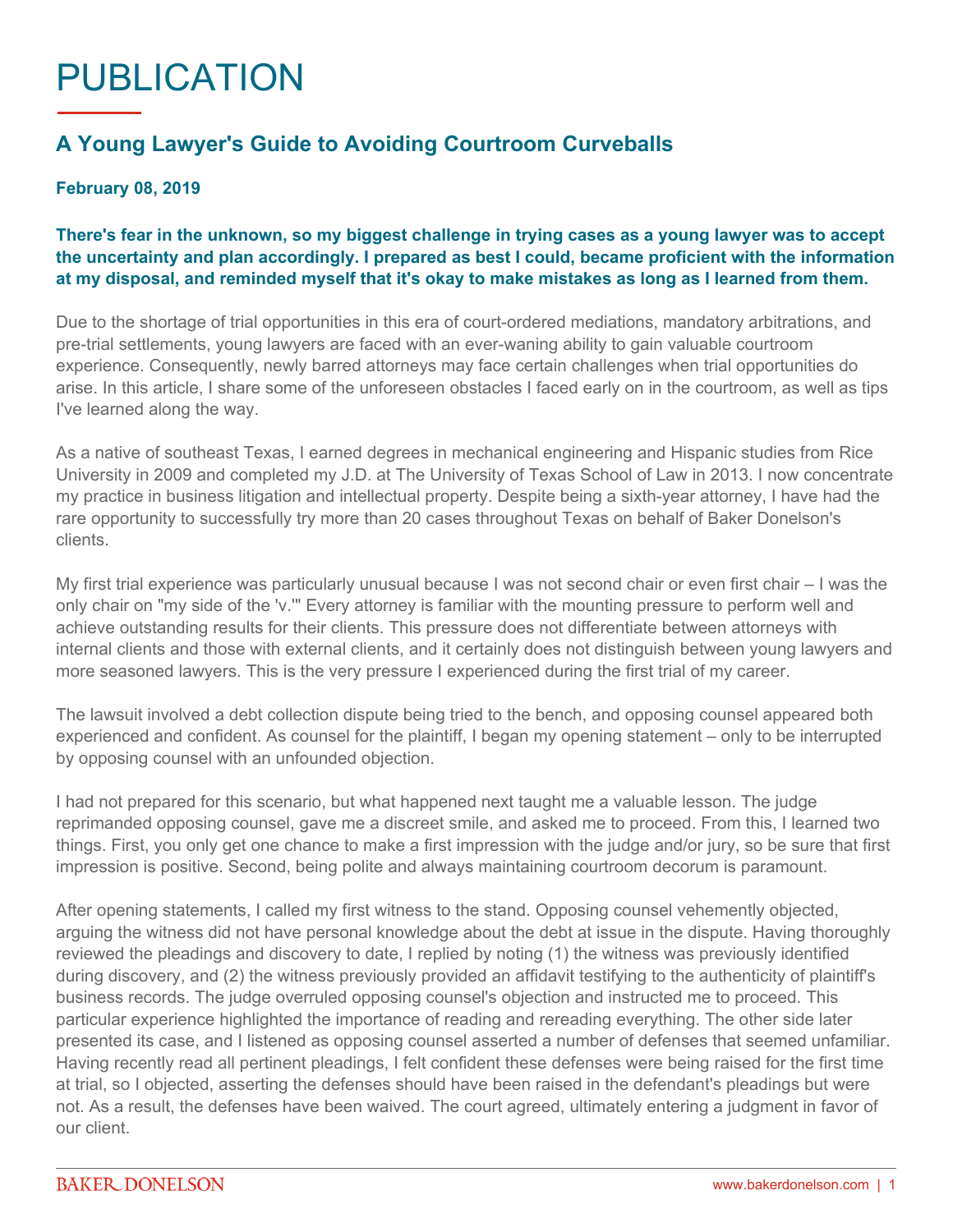# PUBLICATION

## A Young Lawyer's Guide to Avoiding Courtroom Curveballs

**February 08, 2019**

**There's fear in the unknown, so my biggest challenge in trying cases as a young lawyer was to accept the uncertainty and plan accordingly. I prepared as best I could, became proficient with the information at my disposal, and reminded myself that it's okay to make mistakes as long as I learned from them.**

Due to the shortage of trial opportunities in this era of court-ordered mediations, mandatory arbitrations, and pre-trial settlements, young lawyers are faced with an ever-waning ability to gain valuable courtroom experience. Consequently, newly barred attorneys may face certain challenges when trial opportunities do arise. In this article, I share some of the unforeseen obstacles I faced early on in the courtroom, as well as tips I've learned along the way.

As a native of southeast Texas, I earned degrees in mechanical engineering and Hispanic studies from Rice University in 2009 and completed my J.D. at The University of Texas School of Law in 2013. I now concentrate my practice in business litigation and intellectual property. Despite being a sixth-year attorney, I have had the rare opportunity to successfully try more than 20 cases throughout Texas on behalf of Baker Donelson's clients.

My first trial experience was particularly unusual because I was not second chair or even first chair – I was the only chair on "my side of the 'v.'" Every attorney is familiar with the mounting pressure to perform well and achieve outstanding results for their clients. This pressure does not differentiate between attorneys with internal clients and those with external clients, and it certainly does not distinguish between young lawyers and more seasoned lawyers. This is the very pressure I experienced during the first trial of my career.

The lawsuit involved a debt collection dispute being tried to the bench, and opposing counsel appeared both experienced and confident. As counsel for the plaintiff, I began my opening statement – only to be interrupted by opposing counsel with an unfounded objection.

I had not prepared for this scenario, but what happened next taught me a valuable lesson. The judge reprimanded opposing counsel, gave me a discreet smile, and asked me to proceed. From this, I learned two things. First, you only get one chance to make a first impression with the judge and/or jury, so be sure that first impression is positive. Second, being polite and always maintaining courtroom decorum is paramount.

After opening statements, I called my first witness to the stand. Opposing counsel vehemently objected, arguing the witness did not have personal knowledge about the debt at issue in the dispute. Having thoroughly reviewed the pleadings and discovery to date, I replied by noting (1) the witness was previously identified during discovery, and (2) the witness previously provided an affidavit testifying to the authenticity of plaintiff's business records. The judge overruled opposing counsel's objection and instructed me to proceed. This particular experience highlighted the importance of reading and rereading everything. The other side later presented its case, and I listened as opposing counsel asserted a number of defenses that seemed unfamiliar. Having recently read all pertinent pleadings, I felt confident these defenses were being raised for the first time at trial, so I objected, asserting the defenses should have been raised in the defendant's pleadings but were not. As a result, the defenses have been waived. The court agreed, ultimately entering a judgment in favor of our client.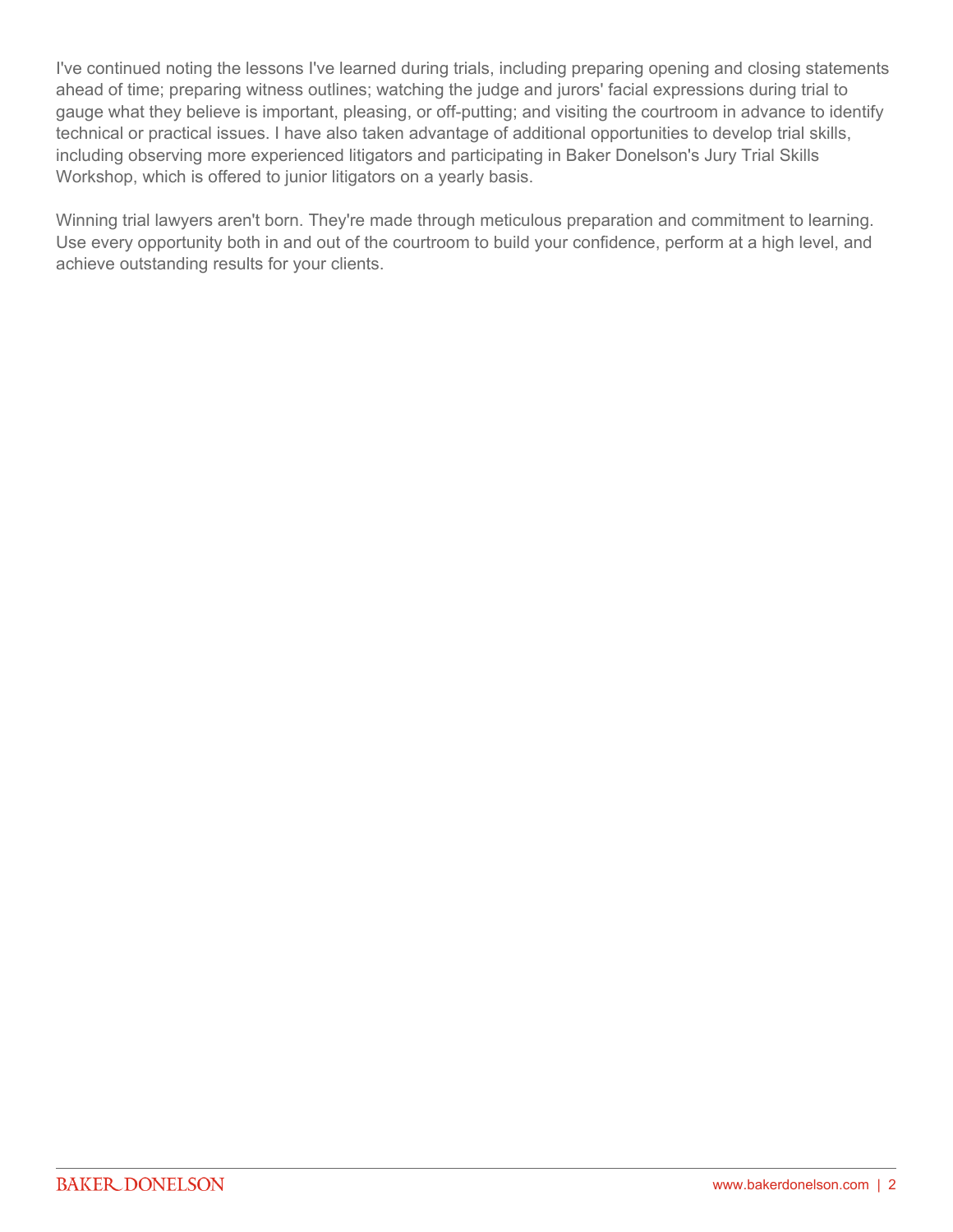I've continued noting the lessons I've learned during trials, including preparing opening and closing statements ahead of time; preparing witness outlines; watching the judge and jurors' facial expressions during trial to gauge what they believe is important, pleasing, or off-putting; and visiting the courtroom in advance to identify technical or practical issues. I have also taken advantage of additional opportunities to develop trial skills, including observing more experienced litigators and participating in Baker Donelson's Jury Trial Skills Workshop, which is offered to junior litigators on a yearly basis.

Winning trial lawyers aren't born. They're made through meticulous preparation and commitment to learning. Use every opportunity both in and out of the courtroom to build your confidence, perform at a high level, and achieve outstanding results for your clients.